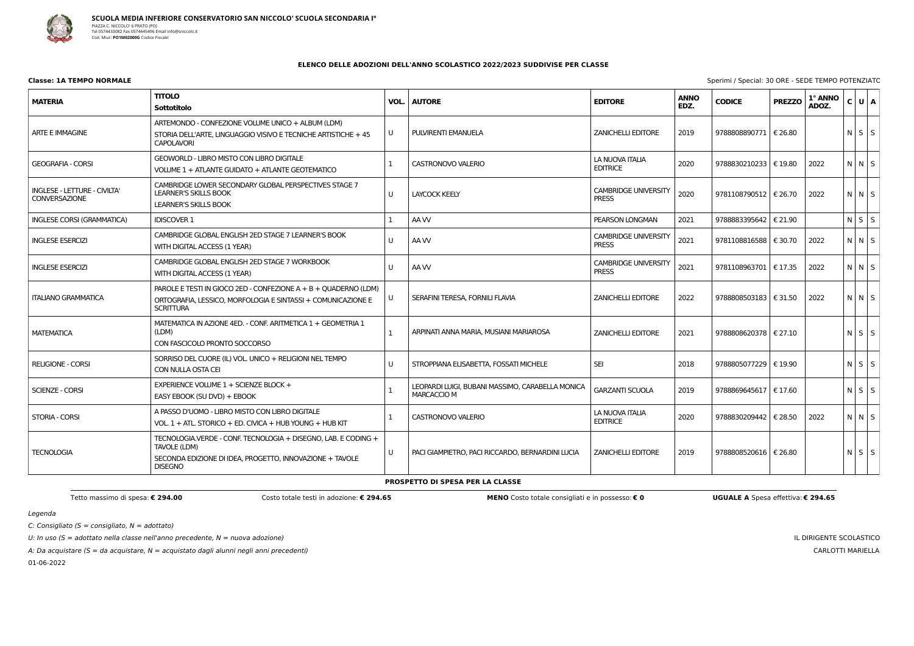**SCUOLA MEDIA INFERIORE CONSERVATORIO SAN NICCOLO' SCUOLA SECONDARIA I°**
PIAZZA C. NICCOLO' 6 PRATO (PO)
Tel 0574433082 Fax 0574445496 Email info@sniccolo.it
Cod. Miur: **PO1M02000G** Codice Fiscale:

## ELENCO DELLE ADOZIONI DELL'ANNO SCOLASTICO 2022/2023 SUDDIVISE PER CLASSE

**Classe: 1A TEMPO NORMALE**

Sperimi / Special: 30 ORE - SEDE TEMPO POTENZIATO

| MATERIA | TITOLO<br>Sottotitolo | VOL. | AUTORE | EDITORE | ANNO EDZ. | CODICE | PREZZO | 1° ANNO ADOZ. | C | U | A |
|---|---|---|---|---|---|---|---|---|---|---|---|
| ARTE E IMMAGINE | ARTEMONDO - CONFEZIONE VOLUME UNICO + ALBUM (LDM)<br>STORIA DELL'ARTE, LINGUAGGIO VISIVO E TECNICHE ARTISTICHE + 45 CAPOLAVORI | U | PULVIRENTI EMANUELA | ZANICHELLI EDITORE | 2019 | 9788808890771 | € 26.80 | | N | S | S |
| GEOGRAFIA - CORSI | GEOWORLD - LIBRO MISTO CON LIBRO DIGITALE<br>VOLUME 1 + ATLANTE GUIDATO + ATLANTE GEOTEMATICO | 1 | CASTRONOVO VALERIO | LA NUOVA ITALIA EDITRICE | 2020 | 9788830210233 | € 19.80 | 2022 | N | N | S |
| INGLESE - LETTURE - CIVILTA' CONVERSAZIONE | CAMBRIDGE LOWER SECONDARY GLOBAL PERSPECTIVES STAGE 7 LEARNER'S SKILLS BOOK<br>LEARNER'S SKILLS BOOK | U | LAYCOCK KEELY | CAMBRIDGE UNIVERSITY PRESS | 2020 | 9781108790512 | € 26.70 | 2022 | N | N | S |
| INGLESE CORSI (GRAMMATICA) | IDISCOVER 1 | 1 | AA VV | PEARSON LONGMAN | 2021 | 9788883395642 | € 21.90 | | N | S | S |
| INGLESE ESERCIZI | CAMBRIDGE GLOBAL ENGLISH 2ED STAGE 7 LEARNER'S BOOK<br>WITH DIGITAL ACCESS (1 YEAR) | U | AA VV | CAMBRIDGE UNIVERSITY PRESS | 2021 | 9781108816588 | € 30.70 | 2022 | N | N | S |
| INGLESE ESERCIZI | CAMBRIDGE GLOBAL ENGLISH 2ED STAGE 7 WORKBOOK<br>WITH DIGITAL ACCESS (1 YEAR) | U | AA VV | CAMBRIDGE UNIVERSITY PRESS | 2021 | 9781108963701 | € 17.35 | 2022 | N | N | S |
| ITALIANO GRAMMATICA | PAROLE E TESTI IN GIOCO 2ED - CONFEZIONE A + B + QUADERNO (LDM)<br>ORTOGRAFIA, LESSICO, MORFOLOGIA E SINTASSI + COMUNICAZIONE E SCRITTURA | U | SERAFINI TERESA, FORNILI FLAVIA | ZANICHELLI EDITORE | 2022 | 9788808503183 | € 31.50 | 2022 | N | N | S |
| MATEMATICA | MATEMATICA IN AZIONE 4ED. - CONF. ARITMETICA 1 + GEOMETRIA 1 (LDM)<br>CON FASCICOLO PRONTO SOCCORSO | 1 | ARPINATI ANNA MARIA, MUSIANI MARIAROSA | ZANICHELLI EDITORE | 2021 | 9788808620378 | € 27.10 | | N | S | S |
| RELIGIONE - CORSI | SORRISO DEL CUORE (IL) VOL. UNICO + RELIGIONI NEL TEMPO<br>CON NULLA OSTA CEI | U | STROPPIANA ELISABETTA, FOSSATI MICHELE | SEI | 2018 | 9788805077229 | € 19.90 | | N | S | S |
| SCIENZE - CORSI | EXPERIENCE VOLUME 1 + SCIENZE BLOCK +<br>EASY EBOOK (SU DVD) + EBOOK | 1 | LEOPARDI LUIGI, BUBANI MASSIMO, CARABELLA MONICA MARCACCIO M | GARZANTI SCUOLA | 2019 | 9788869645617 | € 17.60 | | N | S | S |
| STORIA - CORSI | A PASSO D'UOMO - LIBRO MISTO CON LIBRO DIGITALE<br>VOL. 1 + ATL. STORICO + ED. CIVICA + HUB YOUNG + HUB KIT | 1 | CASTRONOVO VALERIO | LA NUOVA ITALIA EDITRICE | 2020 | 9788830209442 | € 28.50 | 2022 | N | N | S |
| TECNOLOGIA | TECNOLOGIA.VERDE - CONF. TECNOLOGIA + DISEGNO, LAB. E CODING + TAVOLE (LDM)<br>SECONDA EDIZIONE DI IDEA, PROGETTO, INNOVAZIONE + TAVOLE DISEGNO | U | PACI GIAMPIETRO, PACI RICCARDO, BERNARDINI LUCIA | ZANICHELLI EDITORE | 2019 | 9788808520616 | € 26.80 | | N | S | S |

**PROSPETTO DI SPESA PER LA CLASSE**

Tetto massimo di spesa: **€ 294.00** — Costo totale testi in adozione: **€ 294.65** — **MENO** Costo totale consigliati e in possesso: **€ 0** — **UGUALE A** Spesa effettiva: **€ 294.65**

*Legenda*

*C: Consigliato (S = consigliato, N = adottato)*

*U: In uso (S = adottato nella classe nell'anno precedente, N = nuova adozione)*

*A: Da acquistare (S = da acquistare, N = acquistato dagli alunni negli anni precedenti)*

01-06-2022

IL DIRIGENTE SCOLASTICO

CARLOTTI MARIELLA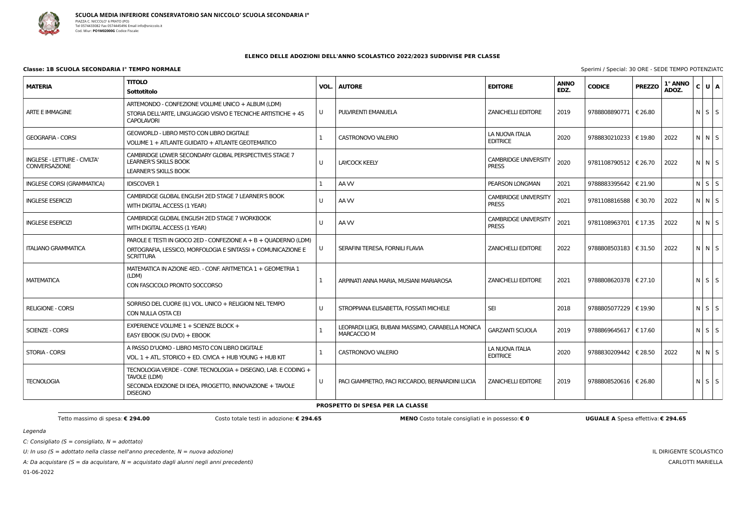**SCUOLA MEDIA INFERIORE CONSERVATORIO SAN NICCOLO' SCUOLA SECONDARIA I°**
PIAZZA C. NICCOLO' 6 PRATO (PO)
Tel 0574433082 Fax 0574445496 Email info@sniccolo.it
Cod. Miur: **PO1M02000G** Codice Fiscale:

## ELENCO DELLE ADOZIONI DELL'ANNO SCOLASTICO 2022/2023 SUDDIVISE PER CLASSE

**Classe: 1B SCUOLA SECONDARIA I° TEMPO NORMALE** Sperimi / Special: 30 ORE - SEDE TEMPO POTENZIATC

| MATERIA | TITOLO Sottotitolo | VOL. | AUTORE | EDITORE | ANNO EDZ. | CODICE | PREZZO | 1° ANNO ADOZ. | C | U | A |
|---|---|---|---|---|---|---|---|---|---|---|---|
| ARTE E IMMAGINE | ARTEMONDO - CONFEZIONE VOLUME UNICO + ALBUM (LDM) STORIA DELL'ARTE, LINGUAGGIO VISIVO E TECNICHE ARTISTICHE + 45 CAPOLAVORI | U | PULVIRENTI EMANUELA | ZANICHELLI EDITORE | 2019 | 9788808890771 | € 26.80 | | N | S | S |
| GEOGRAFIA - CORSI | GEOWORLD - LIBRO MISTO CON LIBRO DIGITALE VOLUME 1 + ATLANTE GUIDATO + ATLANTE GEOTEMATICO | 1 | CASTRONOVO VALERIO | LA NUOVA ITALIA EDITRICE | 2020 | 9788830210233 | € 19.80 | 2022 | N | N | S |
| INGLESE - LETTURE - CIVILTA' CONVERSAZIONE | CAMBRIDGE LOWER SECONDARY GLOBAL PERSPECTIVES STAGE 7 LEARNER'S SKILLS BOOK LEARNER'S SKILLS BOOK | U | LAYCOCK KEELY | CAMBRIDGE UNIVERSITY PRESS | 2020 | 9781108790512 | € 26.70 | 2022 | N | N | S |
| INGLESE CORSI (GRAMMATICA) | IDISCOVER 1 | 1 | AA VV | PEARSON LONGMAN | 2021 | 9788883395642 | € 21.90 | | N | S | S |
| INGLESE ESERCIZI | CAMBRIDGE GLOBAL ENGLISH 2ED STAGE 7 LEARNER'S BOOK WITH DIGITAL ACCESS (1 YEAR) | U | AA VV | CAMBRIDGE UNIVERSITY PRESS | 2021 | 9781108816588 | € 30.70 | 2022 | N | N | S |
| INGLESE ESERCIZI | CAMBRIDGE GLOBAL ENGLISH 2ED STAGE 7 WORKBOOK WITH DIGITAL ACCESS (1 YEAR) | U | AA VV | CAMBRIDGE UNIVERSITY PRESS | 2021 | 9781108963701 | € 17.35 | 2022 | N | N | S |
| ITALIANO GRAMMATICA | PAROLE E TESTI IN GIOCO 2ED - CONFEZIONE A + B + QUADERNO (LDM) ORTOGRAFIA, LESSICO, MORFOLOGIA E SINTASSI + COMUNICAZIONE E SCRITTURA | U | SERAFINI TERESA, FORNILI FLAVIA | ZANICHELLI EDITORE | 2022 | 9788808503183 | € 31.50 | 2022 | N | N | S |
| MATEMATICA | MATEMATICA IN AZIONE 4ED. - CONF. ARITMETICA 1 + GEOMETRIA 1 (LDM) CON FASCICOLO PRONTO SOCCORSO | 1 | ARPINATI ANNA MARIA, MUSIANI MARIAROSA | ZANICHELLI EDITORE | 2021 | 9788808620378 | € 27.10 | | N | S | S |
| RELIGIONE - CORSI | SORRISO DEL CUORE (IL) VOL. UNICO + RELIGIONI NEL TEMPO CON NULLA OSTA CEI | U | STROPPIANA ELISABETTA, FOSSATI MICHELE | SEI | 2018 | 9788805077229 | € 19.90 | | N | S | S |
| SCIENZE - CORSI | EXPERIENCE VOLUME 1 + SCIENZE BLOCK + EASY EBOOK (SU DVD) + EBOOK | 1 | LEOPARDI LUIGI, BUBANI MASSIMO, CARABELLA MONICA MARCACCIO M | GARZANTI SCUOLA | 2019 | 9788869645617 | € 17.60 | | N | S | S |
| STORIA - CORSI | A PASSO D'UOMO - LIBRO MISTO CON LIBRO DIGITALE VOL. 1 + ATL. STORICO + ED. CIVICA + HUB YOUNG + HUB KIT | 1 | CASTRONOVO VALERIO | LA NUOVA ITALIA EDITRICE | 2020 | 9788830209442 | € 28.50 | 2022 | N | N | S |
| TECNOLOGIA | TECNOLOGIA.VERDE - CONF. TECNOLOGIA + DISEGNO, LAB. E CODING + TAVOLE (LDM) SECONDA EDIZIONE DI IDEA, PROGETTO, INNOVAZIONE + TAVOLE DISEGNO | U | PACI GIAMPIETRO, PACI RICCARDO, BERNARDINI LUCIA | ZANICHELLI EDITORE | 2019 | 9788808520616 | € 26.80 | | N | S | S |

**PROSPETTO DI SPESA PER LA CLASSE**

Tetto massimo di spesa: **€ 294.00** Costo totale testi in adozione: **€ 294.65** **MENO** Costo totale consigliati e in possesso: **€ 0** **UGUALE A** Spesa effettiva: **€ 294.65**

*Legenda*

*C: Consigliato (S = consigliato, N = adottato)*

*U: In uso (S = adottato nella classe nell'anno precedente, N = nuova adozione)*

*A: Da acquistare (S = da acquistare, N = acquistato dagli alunni negli anni precedenti)*

01-06-2022

IL DIRIGENTE SCOLASTICO
CARLOTTI MARIELLA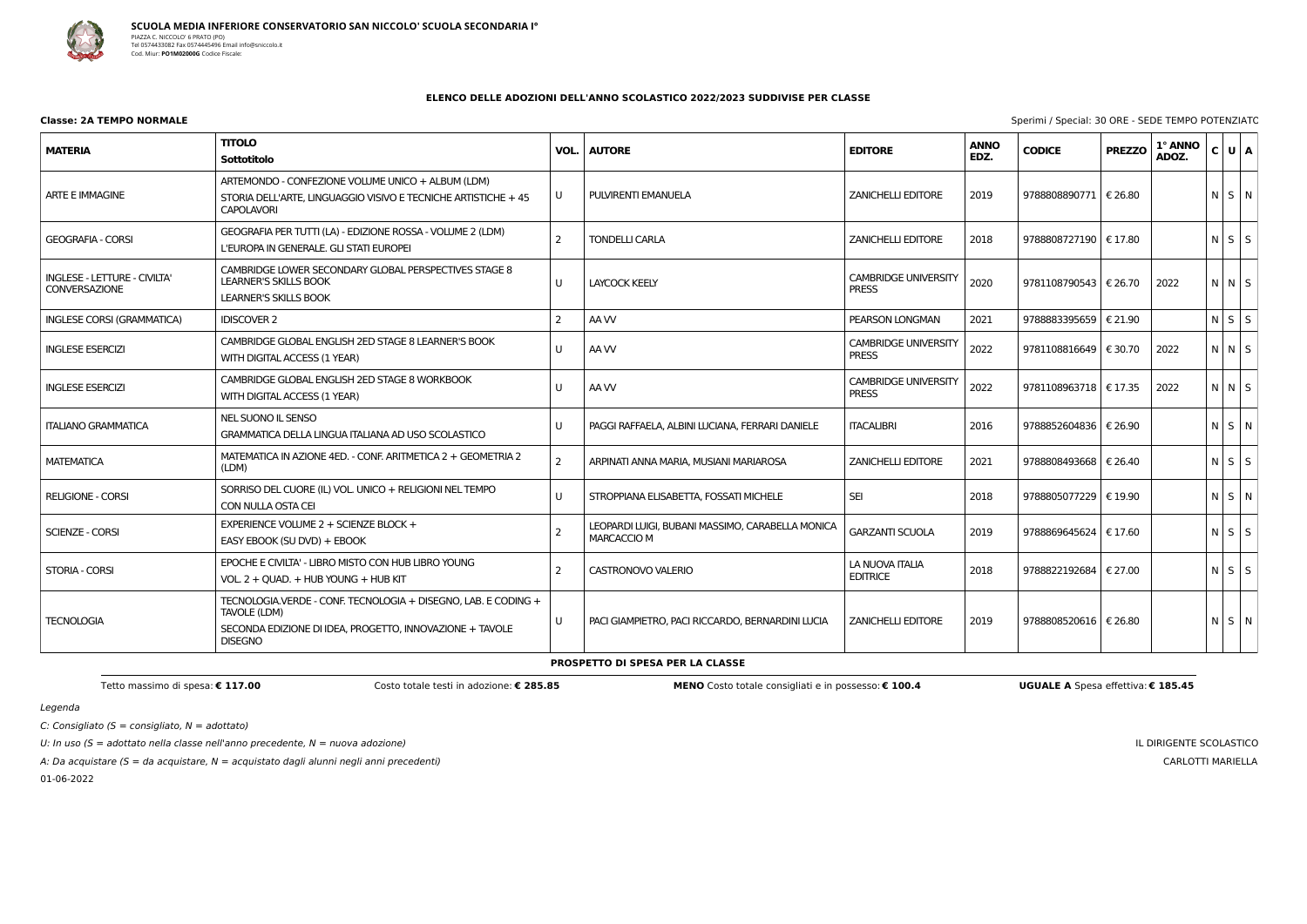**SCUOLA MEDIA INFERIORE CONSERVATORIO SAN NICCOLO' SCUOLA SECONDARIA I°**
PIAZZA C. NICCOLO' 6 PRATO (PO)
Tel 0574433082 Fax 0574445496 Email info@sniccolo.it
Cod. Miur: **PO1M02000G** Codice Fiscale:

## ELENCO DELLE ADOZIONI DELL'ANNO SCOLASTICO 2022/2023 SUDDIVISE PER CLASSE

**Classe: 2A TEMPO NORMALE**

Sperimi / Special: 30 ORE - SEDE TEMPO POTENZIATC

| MATERIA | TITOLO<br>Sottotitolo | VOL. | AUTORE | EDITORE | ANNO EDZ. | CODICE | PREZZO | 1° ANNO ADOZ. | C | U | A |
|---|---|---|---|---|---|---|---|---|---|---|---|
| ARTE E IMMAGINE | ARTEMONDO - CONFEZIONE VOLUME UNICO + ALBUM (LDM)<br>STORIA DELL'ARTE, LINGUAGGIO VISIVO E TECNICHE ARTISTICHE + 45 CAPOLAVORI | U | PULVIRENTI EMANUELA | ZANICHELLI EDITORE | 2019 | 9788808890771 | € 26.80 | | N | S | N |
| GEOGRAFIA - CORSI | GEOGRAFIA PER TUTTI (LA) - EDIZIONE ROSSA - VOLUME 2 (LDM)<br>L'EUROPA IN GENERALE. GLI STATI EUROPEI | 2 | TONDELLI CARLA | ZANICHELLI EDITORE | 2018 | 9788808727190 | € 17.80 | | N | S | S |
| INGLESE - LETTURE - CIVILTA' CONVERSAZIONE | CAMBRIDGE LOWER SECONDARY GLOBAL PERSPECTIVES STAGE 8 LEARNER'S SKILLS BOOK<br>LEARNER'S SKILLS BOOK | U | LAYCOCK KEELY | CAMBRIDGE UNIVERSITY PRESS | 2020 | 9781108790543 | € 26.70 | 2022 | N | N | S |
| INGLESE CORSI (GRAMMATICA) | IDISCOVER 2 | 2 | AA VV | PEARSON LONGMAN | 2021 | 9788883395659 | € 21.90 | | N | S | S |
| INGLESE ESERCIZI | CAMBRIDGE GLOBAL ENGLISH 2ED STAGE 8 LEARNER'S BOOK<br>WITH DIGITAL ACCESS (1 YEAR) | U | AA VV | CAMBRIDGE UNIVERSITY PRESS | 2022 | 9781108816649 | € 30.70 | 2022 | N | N | S |
| INGLESE ESERCIZI | CAMBRIDGE GLOBAL ENGLISH 2ED STAGE 8 WORKBOOK<br>WITH DIGITAL ACCESS (1 YEAR) | U | AA VV | CAMBRIDGE UNIVERSITY PRESS | 2022 | 9781108963718 | € 17.35 | 2022 | N | N | S |
| ITALIANO GRAMMATICA | NEL SUONO IL SENSO<br>GRAMMATICA DELLA LINGUA ITALIANA AD USO SCOLASTICO | U | PAGGI RAFFAELA, ALBINI LUCIANA, FERRARI DANIELE | ITACALIBRI | 2016 | 9788852604836 | € 26.90 | | N | S | N |
| MATEMATICA | MATEMATICA IN AZIONE 4ED. - CONF. ARITMETICA 2 + GEOMETRIA 2 (LDM) | 2 | ARPINATI ANNA MARIA, MUSIANI MARIAROSA | ZANICHELLI EDITORE | 2021 | 9788808493668 | € 26.40 | | N | S | S |
| RELIGIONE - CORSI | SORRISO DEL CUORE (IL) VOL. UNICO + RELIGIONI NEL TEMPO<br>CON NULLA OSTA CEI | U | STROPPIANA ELISABETTA, FOSSATI MICHELE | SEI | 2018 | 9788805077229 | € 19.90 | | N | S | N |
| SCIENZE - CORSI | EXPERIENCE VOLUME 2 + SCIENZE BLOCK +<br>EASY EBOOK (SU DVD) + EBOOK | 2 | LEOPARDI LUIGI, BUBANI MASSIMO, CARABELLA MONICA MARCACCIO M | GARZANTI SCUOLA | 2019 | 9788869645624 | € 17.60 | | N | S | S |
| STORIA - CORSI | EPOCHE E CIVILTA' - LIBRO MISTO CON HUB LIBRO YOUNG<br>VOL. 2 + QUAD. + HUB YOUNG + HUB KIT | 2 | CASTRONOVO VALERIO | LA NUOVA ITALIA EDITRICE | 2018 | 9788822192684 | € 27.00 | | N | S | S |
| TECNOLOGIA | TECNOLOGIA.VERDE - CONF. TECNOLOGIA + DISEGNO, LAB. E CODING + TAVOLE (LDM)<br>SECONDA EDIZIONE DI IDEA, PROGETTO, INNOVAZIONE + TAVOLE DISEGNO | U | PACI GIAMPIETRO, PACI RICCARDO, BERNARDINI LUCIA | ZANICHELLI EDITORE | 2019 | 9788808520616 | € 26.80 | | N | S | N |

**PROSPETTO DI SPESA PER LA CLASSE**

Tetto massimo di spesa: **€ 117.00** — Costo totale testi in adozione: **€ 285.85** — **MENO** Costo totale consigliati e in possesso: **€ 100.4** — **UGUALE A** Spesa effettiva: **€ 185.45**

*Legenda*

*C: Consigliato (S = consigliato, N = adottato)*

*U: In uso (S = adottato nella classe nell'anno precedente, N = nuova adozione)*

*A: Da acquistare (S = da acquistare, N = acquistato dagli alunni negli anni precedenti)*

01-06-2022

IL DIRIGENTE SCOLASTICO
CARLOTTI MARIELLA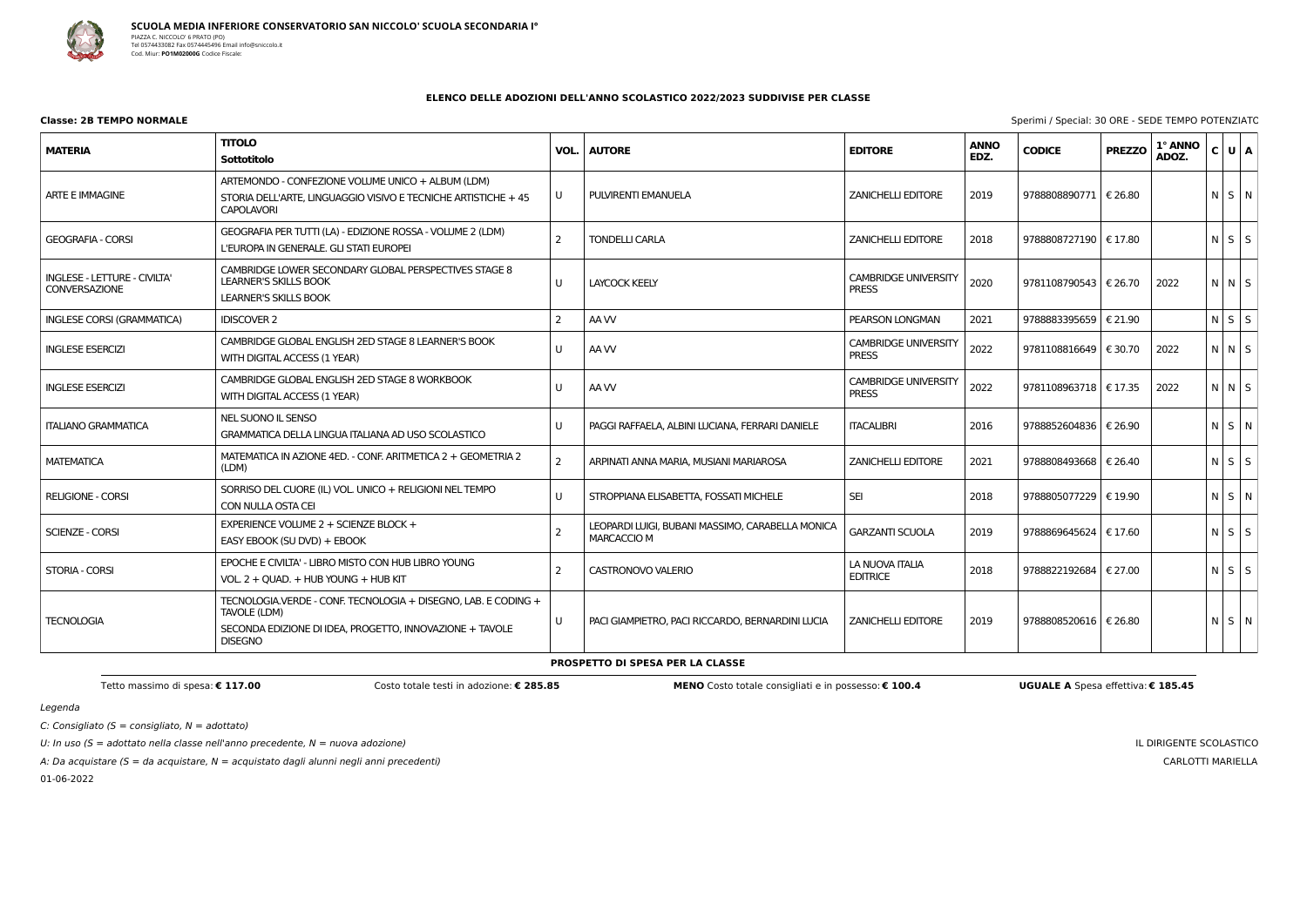**SCUOLA MEDIA INFERIORE CONSERVATORIO SAN NICCOLO' SCUOLA SECONDARIA I°**
PIAZZA C. NICCOLO' 6 PRATO (PO)
Tel 0574433082 Fax 0574445496 Email info@sniccolo.it
Cod. Miur: **PO1M02000G** Codice Fiscale:

## ELENCO DELLE ADOZIONI DELL'ANNO SCOLASTICO 2022/2023 SUDDIVISE PER CLASSE

**Classe: 2B TEMPO NORMALE**

Sperimi / Special: 30 ORE - SEDE TEMPO POTENZIATO

| MATERIA | TITOLO Sottotitolo | VOL. | AUTORE | EDITORE | ANNO EDZ. | CODICE | PREZZO | 1° ANNO ADOZ. | C | U | A |
|---|---|---|---|---|---|---|---|---|---|---|---|
| ARTE E IMMAGINE | ARTEMONDO - CONFEZIONE VOLUME UNICO + ALBUM (LDM) STORIA DELL'ARTE, LINGUAGGIO VISIVO E TECNICHE ARTISTICHE + 45 CAPOLAVORI | U | PULVIRENTI EMANUELA | ZANICHELLI EDITORE | 2019 | 9788808890771 | € 26.80 | | N | S | N |
| GEOGRAFIA - CORSI | GEOGRAFIA PER TUTTI (LA) - EDIZIONE ROSSA - VOLUME 2 (LDM) L'EUROPA IN GENERALE. GLI STATI EUROPEI | 2 | TONDELLI CARLA | ZANICHELLI EDITORE | 2018 | 9788808727190 | € 17.80 | | N | S | S |
| INGLESE - LETTURE - CIVILTA' CONVERSAZIONE | CAMBRIDGE LOWER SECONDARY GLOBAL PERSPECTIVES STAGE 8 LEARNER'S SKILLS BOOK LEARNER'S SKILLS BOOK | U | LAYCOCK KEELY | CAMBRIDGE UNIVERSITY PRESS | 2020 | 9781108790543 | € 26.70 | 2022 | N | N | S |
| INGLESE CORSI (GRAMMATICA) | IDISCOVER 2 | 2 | AA VV | PEARSON LONGMAN | 2021 | 9788883395659 | € 21.90 | | N | S | S |
| INGLESE ESERCIZI | CAMBRIDGE GLOBAL ENGLISH 2ED STAGE 8 LEARNER'S BOOK WITH DIGITAL ACCESS (1 YEAR) | U | AA VV | CAMBRIDGE UNIVERSITY PRESS | 2022 | 9781108816649 | € 30.70 | 2022 | N | N | S |
| INGLESE ESERCIZI | CAMBRIDGE GLOBAL ENGLISH 2ED STAGE 8 WORKBOOK WITH DIGITAL ACCESS (1 YEAR) | U | AA VV | CAMBRIDGE UNIVERSITY PRESS | 2022 | 9781108963718 | € 17.35 | 2022 | N | N | S |
| ITALIANO GRAMMATICA | NEL SUONO IL SENSO GRAMMATICA DELLA LINGUA ITALIANA AD USO SCOLASTICO | U | PAGGI RAFFAELA, ALBINI LUCIANA, FERRARI DANIELE | ITACALIBRI | 2016 | 9788852604836 | € 26.90 | | N | S | N |
| MATEMATICA | MATEMATICA IN AZIONE 4ED. - CONF. ARITMETICA 2 + GEOMETRIA 2 (LDM) | 2 | ARPINATI ANNA MARIA, MUSIANI MARIAROSA | ZANICHELLI EDITORE | 2021 | 9788808493668 | € 26.40 | | N | S | S |
| RELIGIONE - CORSI | SORRISO DEL CUORE (IL) VOL. UNICO + RELIGIONI NEL TEMPO CON NULLA OSTA CEI | U | STROPPIANA ELISABETTA, FOSSATI MICHELE | SEI | 2018 | 9788805077229 | € 19.90 | | N | S | N |
| SCIENZE - CORSI | EXPERIENCE VOLUME 2 + SCIENZE BLOCK + EASY EBOOK (SU DVD) + EBOOK | 2 | LEOPARDI LUIGI, BUBANI MASSIMO, CARABELLA MONICA MARCACCIO M | GARZANTI SCUOLA | 2019 | 9788869645624 | € 17.60 | | N | S | S |
| STORIA - CORSI | EPOCHE E CIVILTA' - LIBRO MISTO CON HUB LIBRO YOUNG VOL. 2 + QUAD. + HUB YOUNG + HUB KIT | 2 | CASTRONOVO VALERIO | LA NUOVA ITALIA EDITRICE | 2018 | 9788822192684 | € 27.00 | | N | S | S |
| TECNOLOGIA | TECNOLOGIA.VERDE - CONF. TECNOLOGIA + DISEGNO, LAB. E CODING + TAVOLE (LDM) SECONDA EDIZIONE DI IDEA, PROGETTO, INNOVAZIONE + TAVOLE DISEGNO | U | PACI GIAMPIETRO, PACI RICCARDO, BERNARDINI LUCIA | ZANICHELLI EDITORE | 2019 | 9788808520616 | € 26.80 | | N | S | N |

**PROSPETTO DI SPESA PER LA CLASSE**

Tetto massimo di spesa: **€ 117.00** — Costo totale testi in adozione: **€ 285.85** — **MENO** Costo totale consigliati e in possesso: **€ 100.4** — **UGUALE A** Spesa effettiva: **€ 185.45**

*Legenda*

*C: Consigliato (S = consigliato, N = adottato)*

*U: In uso (S = adottato nella classe nell'anno precedente, N = nuova adozione)*

*A: Da acquistare (S = da acquistare, N = acquistato dagli alunni negli anni precedenti)*

01-06-2022

IL DIRIGENTE SCOLASTICO
CARLOTTI MARIELLA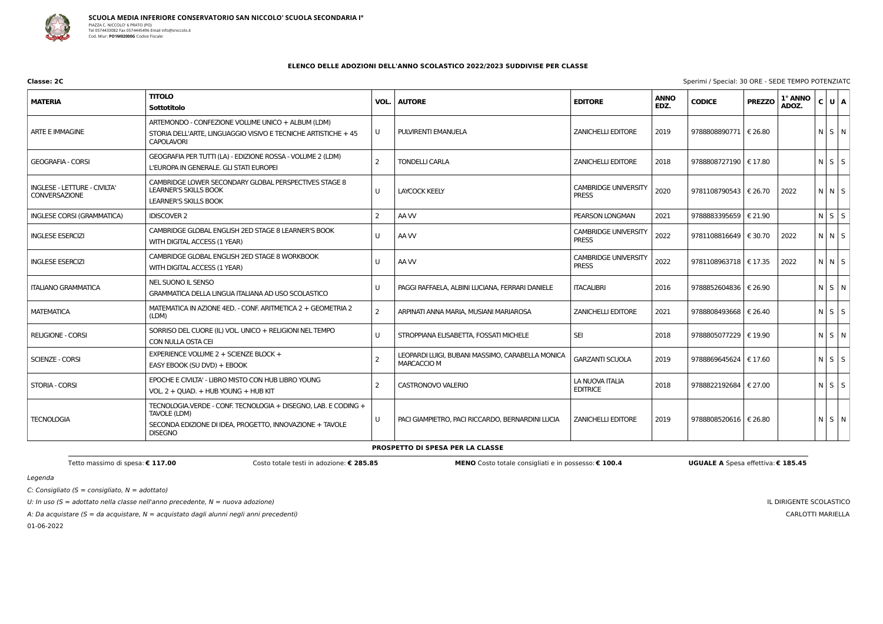**SCUOLA MEDIA INFERIORE CONSERVATORIO SAN NICCOLO' SCUOLA SECONDARIA I°**
PIAZZA C. NICCOLO' 6 PRATO (PO)
Tel 0574433082 Fax 0574445496 Email info@sniccolo.it
Cod. Miur: **PO1M02000G** Codice Fiscale:

### ELENCO DELLE ADOZIONI DELL'ANNO SCOLASTICO 2022/2023 SUDDIVISE PER CLASSE

**Classe: 2C**

Sperimi / Special: 30 ORE - SEDE TEMPO POTENZIATC

| MATERIA | TITOLO Sottotitolo | VOL. | AUTORE | EDITORE | ANNO EDZ. | CODICE | PREZZO | 1° ANNO ADOZ. | C | U | A |
|---|---|---|---|---|---|---|---|---|---|---|---|
| ARTE E IMMAGINE | ARTEMONDO - CONFEZIONE VOLUME UNICO + ALBUM (LDM) STORIA DELL'ARTE, LINGUAGGIO VISIVO E TECNICHE ARTISTICHE + 45 CAPOLAVORI | U | PULVIRENTI EMANUELA | ZANICHELLI EDITORE | 2019 | 9788808890771 | € 26.80 | | N | S | N |
| GEOGRAFIA - CORSI | GEOGRAFIA PER TUTTI (LA) - EDIZIONE ROSSA - VOLUME 2 (LDM) L'EUROPA IN GENERALE. GLI STATI EUROPEI | 2 | TONDELLI CARLA | ZANICHELLI EDITORE | 2018 | 9788808727190 | € 17.80 | | N | S | S |
| INGLESE - LETTURE - CIVILTA' CONVERSAZIONE | CAMBRIDGE LOWER SECONDARY GLOBAL PERSPECTIVES STAGE 8 LEARNER'S SKILLS BOOK LEARNER'S SKILLS BOOK | U | LAYCOCK KEELY | CAMBRIDGE UNIVERSITY PRESS | 2020 | 9781108790543 | € 26.70 | 2022 | N | N | S |
| INGLESE CORSI (GRAMMATICA) | IDISCOVER 2 | 2 | AA VV | PEARSON LONGMAN | 2021 | 9788883395659 | € 21.90 | | N | S | S |
| INGLESE ESERCIZI | CAMBRIDGE GLOBAL ENGLISH 2ED STAGE 8 LEARNER'S BOOK WITH DIGITAL ACCESS (1 YEAR) | U | AA VV | CAMBRIDGE UNIVERSITY PRESS | 2022 | 9781108816649 | € 30.70 | 2022 | N | N | S |
| INGLESE ESERCIZI | CAMBRIDGE GLOBAL ENGLISH 2ED STAGE 8 WORKBOOK WITH DIGITAL ACCESS (1 YEAR) | U | AA VV | CAMBRIDGE UNIVERSITY PRESS | 2022 | 9781108963718 | € 17.35 | 2022 | N | N | S |
| ITALIANO GRAMMATICA | NEL SUONO IL SENSO GRAMMATICA DELLA LINGUA ITALIANA AD USO SCOLASTICO | U | PAGGI RAFFAELA, ALBINI LUCIANA, FERRARI DANIELE | ITACALIBRI | 2016 | 9788852604836 | € 26.90 | | N | S | N |
| MATEMATICA | MATEMATICA IN AZIONE 4ED. - CONF. ARITMETICA 2 + GEOMETRIA 2 (LDM) | 2 | ARPINATI ANNA MARIA, MUSIANI MARIAROSA | ZANICHELLI EDITORE | 2021 | 9788808493668 | € 26.40 | | N | S | S |
| RELIGIONE - CORSI | SORRISO DEL CUORE (IL) VOL. UNICO + RELIGIONI NEL TEMPO CON NULLA OSTA CEI | U | STROPPIANA ELISABETTA, FOSSATI MICHELE | SEI | 2018 | 9788805077229 | € 19.90 | | N | S | N |
| SCIENZE - CORSI | EXPERIENCE VOLUME 2 + SCIENZE BLOCK + EASY EBOOK (SU DVD) + EBOOK | 2 | LEOPARDI LUIGI, BUBANI MASSIMO, CARABELLA MONICA MARCACCIO M | GARZANTI SCUOLA | 2019 | 9788869645624 | € 17.60 | | N | S | S |
| STORIA - CORSI | EPOCHE E CIVILTA' - LIBRO MISTO CON HUB LIBRO YOUNG VOL. 2 + QUAD. + HUB YOUNG + HUB KIT | 2 | CASTRONOVO VALERIO | LA NUOVA ITALIA EDITRICE | 2018 | 9788822192684 | € 27.00 | | N | S | S |
| TECNOLOGIA | TECNOLOGIA.VERDE - CONF. TECNOLOGIA + DISEGNO, LAB. E CODING + TAVOLE (LDM) SECONDA EDIZIONE DI IDEA, PROGETTO, INNOVAZIONE + TAVOLE DISEGNO | U | PACI GIAMPIETRO, PACI RICCARDO, BERNARDINI LUCIA | ZANICHELLI EDITORE | 2019 | 9788808520616 | € 26.80 | | N | S | N |

**PROSPETTO DI SPESA PER LA CLASSE**

Tetto massimo di spesa: **€ 117.00** Costo totale testi in adozione: **€ 285.85** **MENO** Costo totale consigliati e in possesso: **€ 100.4** **UGUALE A** Spesa effettiva: **€ 185.45**

*Legenda*

*C: Consigliato (S = consigliato, N = adottato)*

*U: In uso (S = adottato nella classe nell'anno precedente, N = nuova adozione)*

*A: Da acquistare (S = da acquistare, N = acquistato dagli alunni negli anni precedenti)*

01-06-2022

IL DIRIGENTE SCOLASTICO
CARLOTTI MARIELLA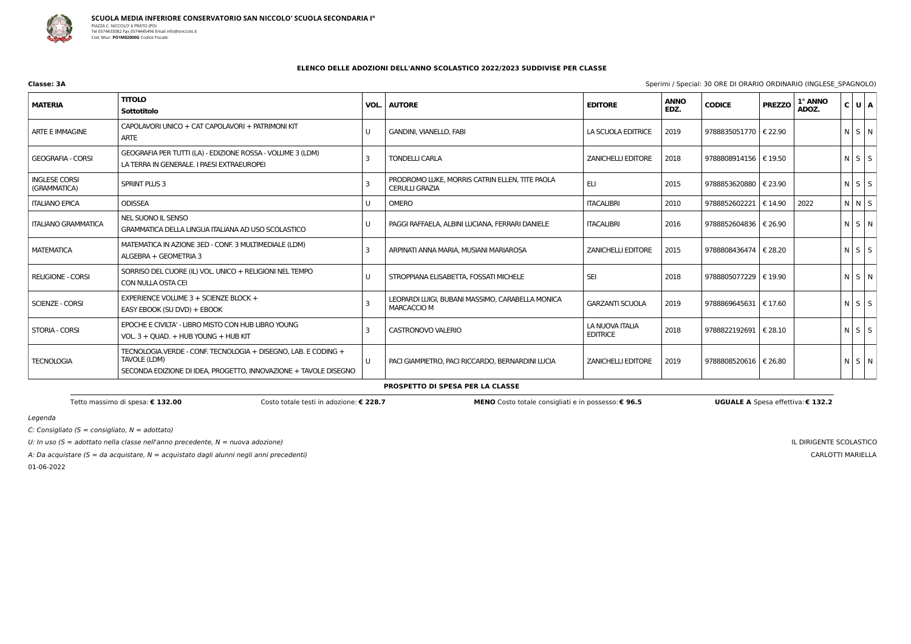**SCUOLA MEDIA INFERIORE CONSERVATORIO SAN NICCOLO' SCUOLA SECONDARIA I°**
PIAZZA C. NICCOLO' 6 PRATO (PO)
Tel 0574433082 Fax 0574445496 Email info@sniccolo.it
Cod. Miur: **PO1M02000G** Codice Fiscale:

### ELENCO DELLE ADOZIONI DELL'ANNO SCOLASTICO 2022/2023 SUDDIVISE PER CLASSE

**Classe: 3A**

Sperimi / Special: 30 ORE DI ORARIO ORDINARIO (INGLESE_SPAGNOLO)

| MATERIA | TITOLO<br>Sottotitolo | VOL. | AUTORE | EDITORE | ANNO EDZ. | CODICE | PREZZO | 1° ANNO ADOZ. | C | U | A |
|---|---|---|---|---|---|---|---|---|---|---|---|
| ARTE E IMMAGINE | CAPOLAVORI UNICO + CAT CAPOLAVORI + PATRIMONI KIT<br>ARTE | U | GANDINI, VIANELLO, FABI | LA SCUOLA EDITRICE | 2019 | 9788835051770 | € 22.90 | | N | S | N |
| GEOGRAFIA - CORSI | GEOGRAFIA PER TUTTI (LA) - EDIZIONE ROSSA - VOLUME 3 (LDM)<br>LA TERRA IN GENERALE. I PAESI EXTRAEUROPEI | 3 | TONDELLI CARLA | ZANICHELLI EDITORE | 2018 | 9788808914156 | € 19.50 | | N | S | S |
| INGLESE CORSI (GRAMMATICA) | SPRINT PLUS 3 | 3 | PRODROMO LUKE, MORRIS CATRIN ELLEN, TITE PAOLA CERULLI GRAZIA | ELI | 2015 | 9788853620880 | € 23.90 | | N | S | S |
| ITALIANO EPICA | ODISSEA | U | OMERO | ITACALIBRI | 2010 | 9788852602221 | € 14.90 | 2022 | N | N | S |
| ITALIANO GRAMMATICA | NEL SUONO IL SENSO<br>GRAMMATICA DELLA LINGUA ITALIANA AD USO SCOLASTICO | U | PAGGI RAFFAELA, ALBINI LUCIANA, FERRARI DANIELE | ITACALIBRI | 2016 | 9788852604836 | € 26.90 | | N | S | N |
| MATEMATICA | MATEMATICA IN AZIONE 3ED - CONF. 3 MULTIMEDIALE (LDM)<br>ALGEBRA + GEOMETRIA 3 | 3 | ARPINATI ANNA MARIA, MUSIANI MARIAROSA | ZANICHELLI EDITORE | 2015 | 9788808436474 | € 28.20 | | N | S | S |
| RELIGIONE - CORSI | SORRISO DEL CUORE (IL) VOL. UNICO + RELIGIONI NEL TEMPO<br>CON NULLA OSTA CEI | U | STROPPIANA ELISABETTA, FOSSATI MICHELE | SEI | 2018 | 9788805077229 | € 19.90 | | N | S | N |
| SCIENZE - CORSI | EXPERIENCE VOLUME 3 + SCIENZE BLOCK +<br>EASY EBOOK (SU DVD) + EBOOK | 3 | LEOPARDI LUIGI, BUBANI MASSIMO, CARABELLA MONICA MARCACCIO M | GARZANTI SCUOLA | 2019 | 9788869645631 | € 17.60 | | N | S | S |
| STORIA - CORSI | EPOCHE E CIVILTA' - LIBRO MISTO CON HUB LIBRO YOUNG<br>VOL. 3 + QUAD. + HUB YOUNG + HUB KIT | 3 | CASTRONOVO VALERIO | LA NUOVA ITALIA EDITRICE | 2018 | 9788822192691 | € 28.10 | | N | S | S |
| TECNOLOGIA | TECNOLOGIA.VERDE - CONF. TECNOLOGIA + DISEGNO, LAB. E CODING + TAVOLE (LDM)<br>SECONDA EDIZIONE DI IDEA, PROGETTO, INNOVAZIONE + TAVOLE DISEGNO | U | PACI GIAMPIETRO, PACI RICCARDO, BERNARDINI LUCIA | ZANICHELLI EDITORE | 2019 | 9788808520616 | € 26.80 | | N | S | N |

**PROSPETTO DI SPESA PER LA CLASSE**

Tetto massimo di spesa: **€ 132.00** Costo totale testi in adozione: **€ 228.7** **MENO** Costo totale consigliati e in possesso: **€ 96.5** **UGUALE A** Spesa effettiva: **€ 132.2**

*Legenda*

*C: Consigliato (S = consigliato, N = adottato)*

*U: In uso (S = adottato nella classe nell'anno precedente, N = nuova adozione)*

*A: Da acquistare (S = da acquistare, N = acquistato dagli alunni negli anni precedenti)*

01-06-2022

IL DIRIGENTE SCOLASTICO

CARLOTTI MARIELLA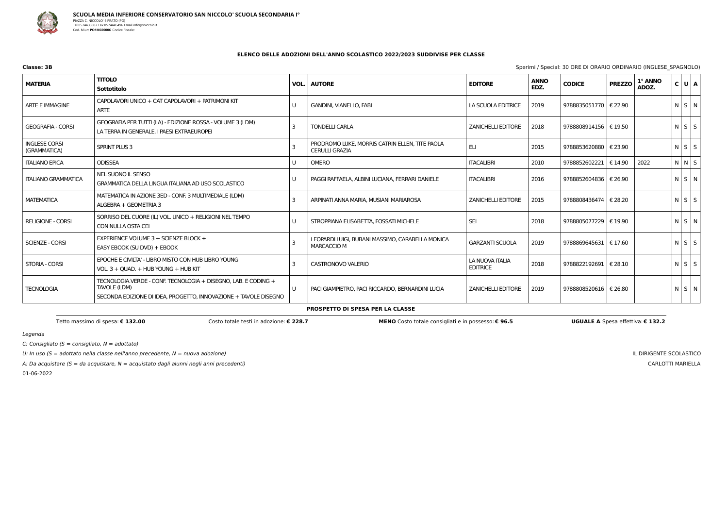**SCUOLA MEDIA INFERIORE CONSERVATORIO SAN NICCOLO' SCUOLA SECONDARIA I°**
PIAZZA C. NICCOLO' 6 PRATO (PO)
Tel 0574433082 Fax 0574445496 Email info@sniccolo.it
Cod. Miur: **PO1M02000G** Codice Fiscale:

### ELENCO DELLE ADOZIONI DELL'ANNO SCOLASTICO 2022/2023 SUDDIVISE PER CLASSE

**Classe: 3B**

Sperimi / Special: 30 ORE DI ORARIO ORDINARIO (INGLESE_SPAGNOLO)

| MATERIA | TITOLO<br>Sottotitolo | VOL. | AUTORE | EDITORE | ANNO EDZ. | CODICE | PREZZO | 1° ANNO ADOZ. | C | U | A |
|---|---|---|---|---|---|---|---|---|---|---|---|
| ARTE E IMMAGINE | CAPOLAVORI UNICO + CAT CAPOLAVORI + PATRIMONI KIT<br>ARTE | U | GANDINI, VIANELLO, FABI | LA SCUOLA EDITRICE | 2019 | 9788835051770 | € 22.90 | | N | S | N |
| GEOGRAFIA - CORSI | GEOGRAFIA PER TUTTI (LA) - EDIZIONE ROSSA - VOLUME 3 (LDM)<br>LA TERRA IN GENERALE. I PAESI EXTRAEUROPEI | 3 | TONDELLI CARLA | ZANICHELLI EDITORE | 2018 | 9788808914156 | € 19.50 | | N | S | S |
| INGLESE CORSI (GRAMMATICA) | SPRINT PLUS 3 | 3 | PRODROMO LUKE, MORRIS CATRIN ELLEN, TITE PAOLA CERULLI GRAZIA | ELI | 2015 | 9788853620880 | € 23.90 | | N | S | S |
| ITALIANO EPICA | ODISSEA | U | OMERO | ITACALIBRI | 2010 | 9788852602221 | € 14.90 | 2022 | N | N | S |
| ITALIANO GRAMMATICA | NEL SUONO IL SENSO<br>GRAMMATICA DELLA LINGUA ITALIANA AD USO SCOLASTICO | U | PAGGI RAFFAELA, ALBINI LUCIANA, FERRARI DANIELE | ITACALIBRI | 2016 | 9788852604836 | € 26.90 | | N | S | N |
| MATEMATICA | MATEMATICA IN AZIONE 3ED - CONF. 3 MULTIMEDIALE (LDM)<br>ALGEBRA + GEOMETRIA 3 | 3 | ARPINATI ANNA MARIA, MUSIANI MARIAROSA | ZANICHELLI EDITORE | 2015 | 9788808436474 | € 28.20 | | N | S | S |
| RELIGIONE - CORSI | SORRISO DEL CUORE (IL) VOL. UNICO + RELIGIONI NEL TEMPO<br>CON NULLA OSTA CEI | U | STROPPIANA ELISABETTA, FOSSATI MICHELE | SEI | 2018 | 9788805077229 | € 19.90 | | N | S | N |
| SCIENZE - CORSI | EXPERIENCE VOLUME 3 + SCIENZE BLOCK +<br>EASY EBOOK (SU DVD) + EBOOK | 3 | LEOPARDI LUIGI, BUBANI MASSIMO, CARABELLA MONICA MARCACCIO M | GARZANTI SCUOLA | 2019 | 9788869645631 | € 17.60 | | N | S | S |
| STORIA - CORSI | EPOCHE E CIVILTA' - LIBRO MISTO CON HUB LIBRO YOUNG<br>VOL. 3 + QUAD. + HUB YOUNG + HUB KIT | 3 | CASTRONOVO VALERIO | LA NUOVA ITALIA EDITRICE | 2018 | 9788822192691 | € 28.10 | | N | S | S |
| TECNOLOGIA | TECNOLOGIA.VERDE - CONF. TECNOLOGIA + DISEGNO, LAB. E CODING + TAVOLE (LDM)<br>SECONDA EDIZIONE DI IDEA, PROGETTO, INNOVAZIONE + TAVOLE DISEGNO | U | PACI GIAMPIETRO, PACI RICCARDO, BERNARDINI LUCIA | ZANICHELLI EDITORE | 2019 | 9788808520616 | € 26.80 | | N | S | N |

**PROSPETTO DI SPESA PER LA CLASSE**

Tetto massimo di spesa: **€ 132.00** | Costo totale testi in adozione: **€ 228.7** | **MENO** Costo totale consigliati e in possesso: **€ 96.5** | **UGUALE A** Spesa effettiva: **€ 132.2**

*Legenda*

*C: Consigliato (S = consigliato, N = adottato)*

*U: In uso (S = adottato nella classe nell'anno precedente, N = nuova adozione)*

*A: Da acquistare (S = da acquistare, N = acquistato dagli alunni negli anni precedenti)*

01-06-2022

IL DIRIGENTE SCOLASTICO

CARLOTTI MARIELLA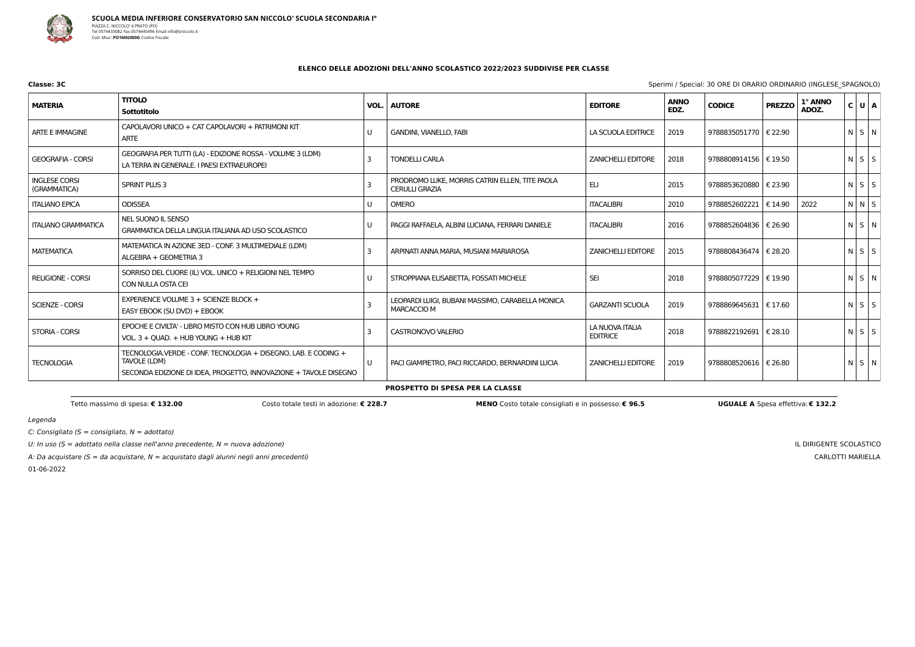**SCUOLA MEDIA INFERIORE CONSERVATORIO SAN NICCOLO' SCUOLA SECONDARIA I°**
PIAZZA C. NICCOLO' 6 PRATO (PO)
Tel 0574433082 Fax 0574445496 Email info@sniccolo.it
Cod. Miur: **PO1M02000G** Codice Fiscale:

### ELENCO DELLE ADOZIONI DELL'ANNO SCOLASTICO 2022/2023 SUDDIVISE PER CLASSE

**Classe: 3C**

Sperimi / Special: 30 ORE DI ORARIO ORDINARIO (INGLESE_SPAGNOLO)

| MATERIA | TITOLO<br>Sottotitolo | VOL. | AUTORE | EDITORE | ANNO EDZ. | CODICE | PREZZO | 1° ANNO ADOZ. | C | U | A |
|---|---|---|---|---|---|---|---|---|---|---|---|
| ARTE E IMMAGINE | CAPOLAVORI UNICO + CAT CAPOLAVORI + PATRIMONI KIT<br>ARTE | U | GANDINI, VIANELLO, FABI | LA SCUOLA EDITRICE | 2019 | 9788835051770 | € 22.90 | | N | S | N |
| GEOGRAFIA - CORSI | GEOGRAFIA PER TUTTI (LA) - EDIZIONE ROSSA - VOLUME 3 (LDM)<br>LA TERRA IN GENERALE. I PAESI EXTRAEUROPEI | 3 | TONDELLI CARLA | ZANICHELLI EDITORE | 2018 | 9788808914156 | € 19.50 | | N | S | S |
| INGLESE CORSI (GRAMMATICA) | SPRINT PLUS 3 | 3 | PRODROMO LUKE, MORRIS CATRIN ELLEN, TITE PAOLA CERULLI GRAZIA | ELI | 2015 | 9788853620880 | € 23.90 | | N | S | S |
| ITALIANO EPICA | ODISSEA | U | OMERO | ITACALIBRI | 2010 | 9788852602221 | € 14.90 | 2022 | N | N | S |
| ITALIANO GRAMMATICA | NEL SUONO IL SENSO<br>GRAMMATICA DELLA LINGUA ITALIANA AD USO SCOLASTICO | U | PAGGI RAFFAELA, ALBINI LUCIANA, FERRARI DANIELE | ITACALIBRI | 2016 | 9788852604836 | € 26.90 | | N | S | N |
| MATEMATICA | MATEMATICA IN AZIONE 3ED - CONF. 3 MULTIMEDIALE (LDM)<br>ALGEBRA + GEOMETRIA 3 | 3 | ARPINATI ANNA MARIA, MUSIANI MARIAROSA | ZANICHELLI EDITORE | 2015 | 9788808436474 | € 28.20 | | N | S | S |
| RELIGIONE - CORSI | SORRISO DEL CUORE (IL) VOL. UNICO + RELIGIONI NEL TEMPO<br>CON NULLA OSTA CEI | U | STROPPIANA ELISABETTA, FOSSATI MICHELE | SEI | 2018 | 9788805077229 | € 19.90 | | N | S | N |
| SCIENZE - CORSI | EXPERIENCE VOLUME 3 + SCIENZE BLOCK +<br>EASY EBOOK (SU DVD) + EBOOK | 3 | LEOPARDI LUIGI, BUBANI MASSIMO, CARABELLA MONICA MARCACCIO M | GARZANTI SCUOLA | 2019 | 9788869645631 | € 17.60 | | N | S | S |
| STORIA - CORSI | EPOCHE E CIVILTA' - LIBRO MISTO CON HUB LIBRO YOUNG<br>VOL. 3 + QUAD. + HUB YOUNG + HUB KIT | 3 | CASTRONOVO VALERIO | LA NUOVA ITALIA EDITRICE | 2018 | 9788822192691 | € 28.10 | | N | S | S |
| TECNOLOGIA | TECNOLOGIA.VERDE - CONF. TECNOLOGIA + DISEGNO, LAB. E CODING + TAVOLE (LDM)<br>SECONDA EDIZIONE DI IDEA, PROGETTO, INNOVAZIONE + TAVOLE DISEGNO | U | PACI GIAMPIETRO, PACI RICCARDO, BERNARDINI LUCIA | ZANICHELLI EDITORE | 2019 | 9788808520616 | € 26.80 | | N | S | N |

**PROSPETTO DI SPESA PER LA CLASSE**

Tetto massimo di spesa: **€ 132.00** — Costo totale testi in adozione: **€ 228.7** — **MENO** Costo totale consigliati e in possesso: **€ 96.5** — **UGUALE A** Spesa effettiva: **€ 132.2**

*Legenda*

*C: Consigliato (S = consigliato, N = adottato)*

*U: In uso (S = adottato nella classe nell'anno precedente, N = nuova adozione)*

*A: Da acquistare (S = da acquistare, N = acquistato dagli alunni negli anni precedenti)*

01-06-2022

IL DIRIGENTE SCOLASTICO

CARLOTTI MARIELLA